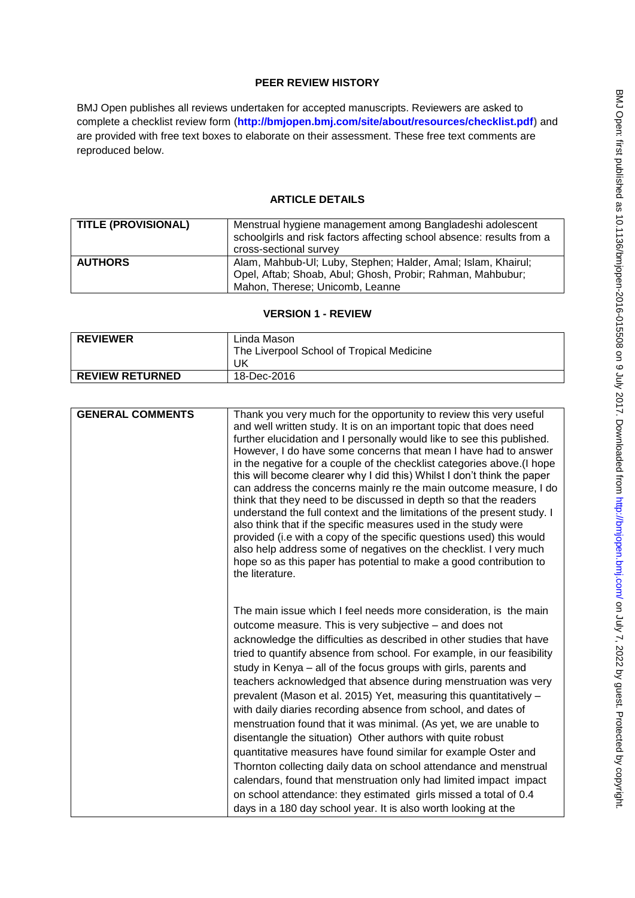# PEER REVIEW HISTORY

BMJ Open publishes all reviews undertaken for accepted manuscripts. Reviewers are asked to complete a checklist review form (**http://bmjopen.bmj.com/site/about/resources/checklist.pdf**) and are provided with free text boxes to elaborate on their assessment. These free text comments are reproduced below.

## ARTICLE DETAILS

| | |
|---|---|
| **TITLE (PROVISIONAL)** | Menstrual hygiene management among Bangladeshi adolescent schoolgirls and risk factors affecting school absence: results from a cross-sectional survey |
| **AUTHORS** | Alam, Mahbub-Ul; Luby, Stephen; Halder, Amal; Islam, Khairul; Opel, Aftab; Shoab, Abul; Ghosh, Probir; Rahman, Mahbubur; Mahon, Therese; Unicomb, Leanne |

## VERSION 1 - REVIEW

| | |
|---|---|
| **REVIEWER** | Linda Mason<br>The Liverpool School of Tropical Medicine<br>UK |
| **REVIEW RETURNED** | 18-Dec-2016 |

| | |
|---|---|
| **GENERAL COMMENTS** | Thank you very much for the opportunity to review this very useful and well written study. It is on an important topic that does need further elucidation and I personally would like to see this published. However, I do have some concerns that mean I have had to answer in the negative for a couple of the checklist categories above.(I hope this will become clearer why I did this) Whilst I don't think the paper can address the concerns mainly re the main outcome measure, I do think that they need to be discussed in depth so that the readers understand the full context and the limitations of the present study. I also think that if the specific measures used in the study were provided (i.e with a copy of the specific questions used) this would also help address some of negatives on the checklist. I very much hope so as this paper has potential to make a good contribution to the literature.<br><br>The main issue which I feel needs more consideration, is the main outcome measure. This is very subjective – and does not acknowledge the difficulties as described in other studies that have tried to quantify absence from school. For example, in our feasibility study in Kenya – all of the focus groups with girls, parents and teachers acknowledged that absence during menstruation was very prevalent (Mason et al. 2015) Yet, measuring this quantitatively – with daily diaries recording absence from school, and dates of menstruation found that it was minimal. (As yet, we are unable to disentangle the situation) Other authors with quite robust quantitative measures have found similar for example Oster and Thornton collecting daily data on school attendance and menstrual calendars, found that menstruation only had limited impact impact on school attendance: they estimated girls missed a total of 0.4 days in a 180 day school year. It is also worth looking at the |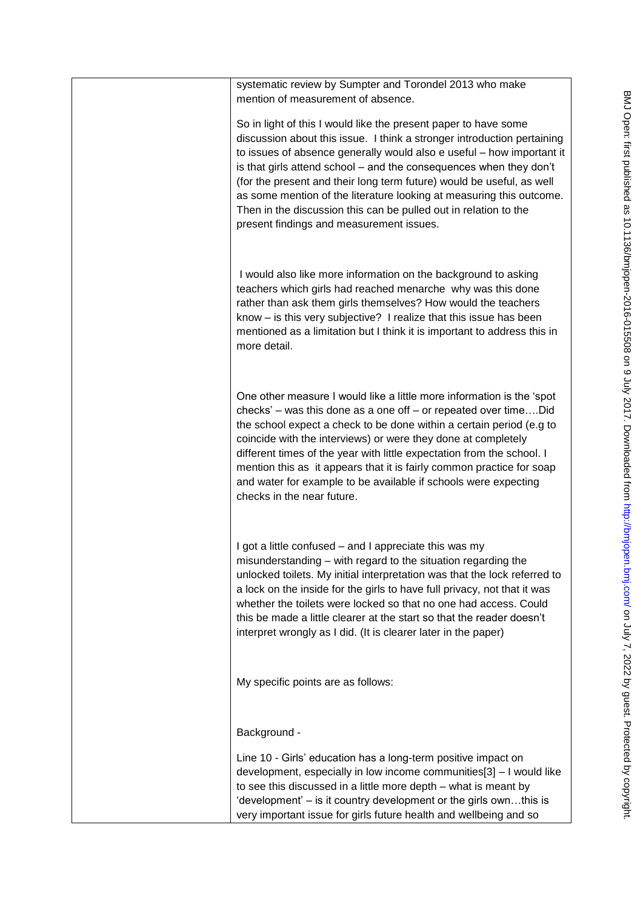systematic review by Sumpter and Torondel 2013 who make mention of measurement of absence.

So in light of this I would like the present paper to have some discussion about this issue. I think a stronger introduction pertaining to issues of absence generally would also e useful – how important it is that girls attend school – and the consequences when they don't (for the present and their long term future) would be useful, as well as some mention of the literature looking at measuring this outcome. Then in the discussion this can be pulled out in relation to the present findings and measurement issues.

I would also like more information on the background to asking teachers which girls had reached menarche why was this done rather than ask them girls themselves? How would the teachers know – is this very subjective? I realize that this issue has been mentioned as a limitation but I think it is important to address this in more detail.

One other measure I would like a little more information is the 'spot checks' – was this done as a one off – or repeated over time….Did the school expect a check to be done within a certain period (e.g to coincide with the interviews) or were they done at completely different times of the year with little expectation from the school. I mention this as it appears that it is fairly common practice for soap and water for example to be available if schools were expecting checks in the near future.

I got a little confused – and I appreciate this was my misunderstanding – with regard to the situation regarding the unlocked toilets. My initial interpretation was that the lock referred to a lock on the inside for the girls to have full privacy, not that it was whether the toilets were locked so that no one had access. Could this be made a little clearer at the start so that the reader doesn't interpret wrongly as I did. (It is clearer later in the paper)

My specific points are as follows:

Background -

Line 10 - Girls' education has a long-term positive impact on development, especially in low income communities[3] – I would like to see this discussed in a little more depth – what is meant by 'development' – is it country development or the girls own…this is very important issue for girls future health and wellbeing and so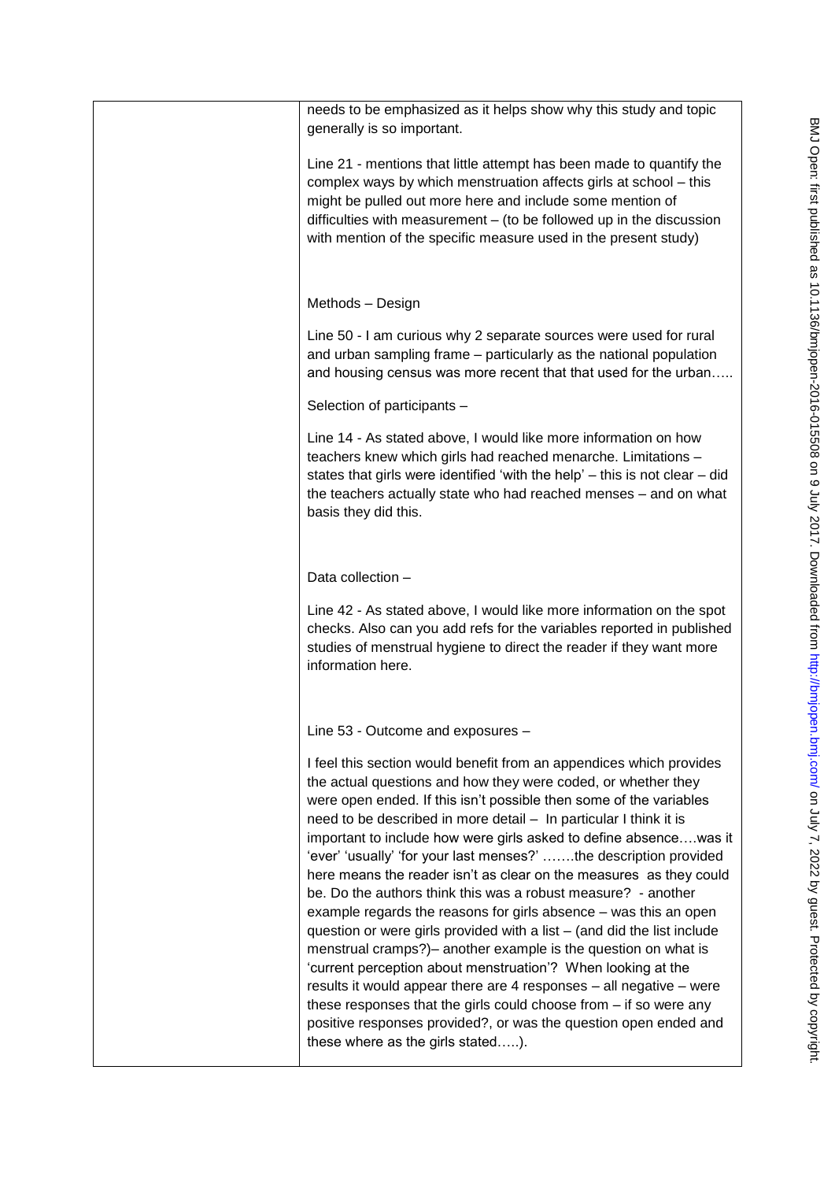needs to be emphasized as it helps show why this study and topic generally is so important.

Line 21 - mentions that little attempt has been made to quantify the complex ways by which menstruation affects girls at school – this might be pulled out more here and include some mention of difficulties with measurement – (to be followed up in the discussion with mention of the specific measure used in the present study)

Methods – Design

Line 50 - I am curious why 2 separate sources were used for rural and urban sampling frame – particularly as the national population and housing census was more recent that that used for the urban…..

Selection of participants –

Line 14 - As stated above, I would like more information on how teachers knew which girls had reached menarche. Limitations – states that girls were identified 'with the help' – this is not clear – did the teachers actually state who had reached menses – and on what basis they did this.

Data collection –

Line 42 - As stated above, I would like more information on the spot checks. Also can you add refs for the variables reported in published studies of menstrual hygiene to direct the reader if they want more information here.

Line 53 - Outcome and exposures –

I feel this section would benefit from an appendices which provides the actual questions and how they were coded, or whether they were open ended. If this isn't possible then some of the variables need to be described in more detail – In particular I think it is important to include how were girls asked to define absence….was it 'ever' 'usually' 'for your last menses?' …….the description provided here means the reader isn't as clear on the measures as they could be. Do the authors think this was a robust measure? - another example regards the reasons for girls absence – was this an open question or were girls provided with a list – (and did the list include menstrual cramps?)– another example is the question on what is 'current perception about menstruation'? When looking at the results it would appear there are 4 responses – all negative – were these responses that the girls could choose from – if so were any positive responses provided?, or was the question open ended and these where as the girls stated…..).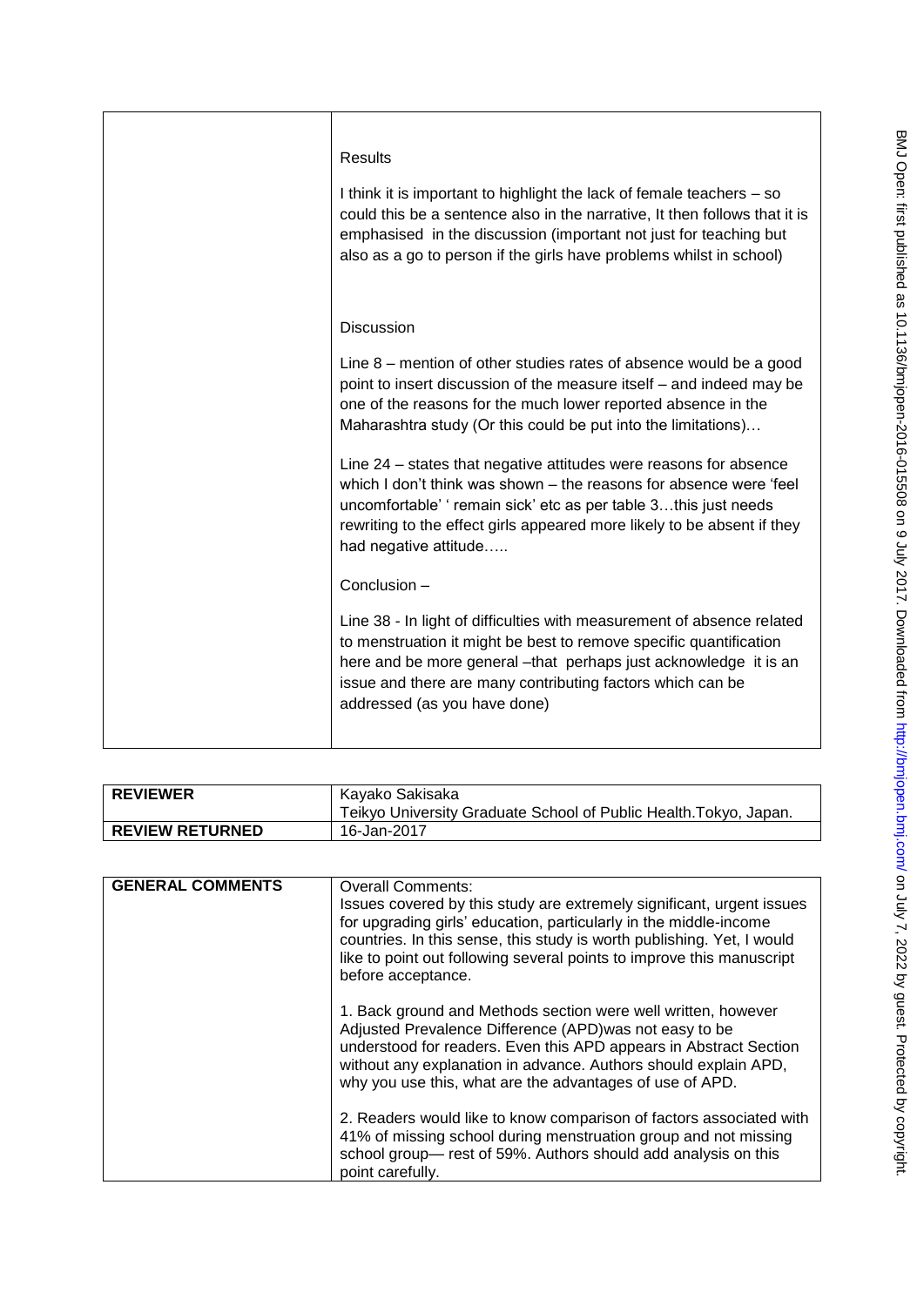| | |
|---|---|
| | Results<br><br>I think it is important to highlight the lack of female teachers – so could this be a sentence also in the narrative, It then follows that it is emphasised in the discussion (important not just for teaching but also as a go to person if the girls have problems whilst in school)<br><br>Discussion<br><br>Line 8 – mention of other studies rates of absence would be a good point to insert discussion of the measure itself – and indeed may be one of the reasons for the much lower reported absence in the Maharashtra study (Or this could be put into the limitations)…<br><br>Line 24 – states that negative attitudes were reasons for absence which I don't think was shown – the reasons for absence were 'feel uncomfortable' ' remain sick' etc as per table 3…this just needs rewriting to the effect girls appeared more likely to be absent if they had negative attitude…..<br><br>Conclusion –<br><br>Line 38 - In light of difficulties with measurement of absence related to menstruation it might be best to remove specific quantification here and be more general –that perhaps just acknowledge it is an issue and there are many contributing factors which can be addressed (as you have done) |

| **REVIEWER** | Kayako Sakisaka<br>Teikyo University Graduate School of Public Health.Tokyo, Japan. |
|---|---|
| **REVIEW RETURNED** | 16-Jan-2017 |

| **GENERAL COMMENTS** | Overall Comments:<br>Issues covered by this study are extremely significant, urgent issues for upgrading girls' education, particularly in the middle-income countries. In this sense, this study is worth publishing. Yet, I would like to point out following several points to improve this manuscript before acceptance.<br><br>1. Back ground and Methods section were well written, however Adjusted Prevalence Difference (APD)was not easy to be understood for readers. Even this APD appears in Abstract Section without any explanation in advance. Authors should explain APD, why you use this, what are the advantages of use of APD.<br><br>2. Readers would like to know comparison of factors associated with 41% of missing school during menstruation group and not missing school group— rest of 59%. Authors should add analysis on this point carefully. |
|---|---|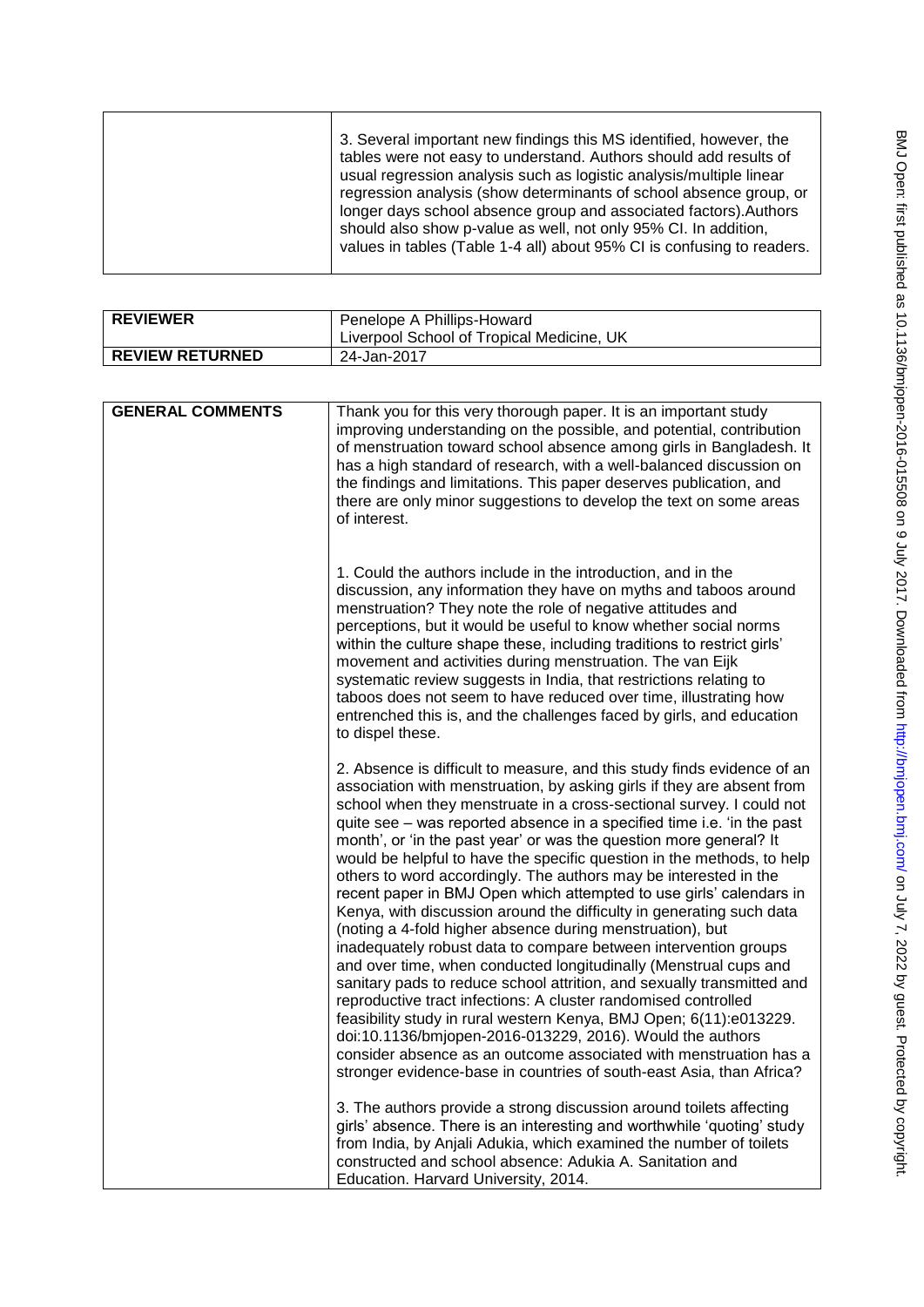| | |
|---|---|
| | 3. Several important new findings this MS identified, however, the tables were not easy to understand. Authors should add results of usual regression analysis such as logistic analysis/multiple linear regression analysis (show determinants of school absence group, or longer days school absence group and associated factors).Authors should also show p-value as well, not only 95% CI. In addition, values in tables (Table 1-4 all) about 95% CI is confusing to readers. |

| | |
|---|---|
| **REVIEWER** | Penelope A Phillips-Howard<br>Liverpool School of Tropical Medicine, UK |
| **REVIEW RETURNED** | 24-Jan-2017 |

| | |
|---|---|
| **GENERAL COMMENTS** | Thank you for this very thorough paper. It is an important study improving understanding on the possible, and potential, contribution of menstruation toward school absence among girls in Bangladesh. It has a high standard of research, with a well-balanced discussion on the findings and limitations. This paper deserves publication, and there are only minor suggestions to develop the text on some areas of interest.<br><br>1. Could the authors include in the introduction, and in the discussion, any information they have on myths and taboos around menstruation? They note the role of negative attitudes and perceptions, but it would be useful to know whether social norms within the culture shape these, including traditions to restrict girls' movement and activities during menstruation. The van Eijk systematic review suggests in India, that restrictions relating to taboos does not seem to have reduced over time, illustrating how entrenched this is, and the challenges faced by girls, and education to dispel these.<br><br>2. Absence is difficult to measure, and this study finds evidence of an association with menstruation, by asking girls if they are absent from school when they menstruate in a cross-sectional survey. I could not quite see – was reported absence in a specified time i.e. 'in the past month', or 'in the past year' or was the question more general? It would be helpful to have the specific question in the methods, to help others to word accordingly. The authors may be interested in the recent paper in BMJ Open which attempted to use girls' calendars in Kenya, with discussion around the difficulty in generating such data (noting a 4-fold higher absence during menstruation), but inadequately robust data to compare between intervention groups and over time, when conducted longitudinally (Menstrual cups and sanitary pads to reduce school attrition, and sexually transmitted and reproductive tract infections: A cluster randomised controlled feasibility study in rural western Kenya, BMJ Open; 6(11):e013229. doi:10.1136/bmjopen-2016-013229, 2016). Would the authors consider absence as an outcome associated with menstruation has a stronger evidence-base in countries of south-east Asia, than Africa?<br><br>3. The authors provide a strong discussion around toilets affecting girls' absence. There is an interesting and worthwhile 'quoting' study from India, by Anjali Adukia, which examined the number of toilets constructed and school absence: Adukia A. Sanitation and Education. Harvard University, 2014. |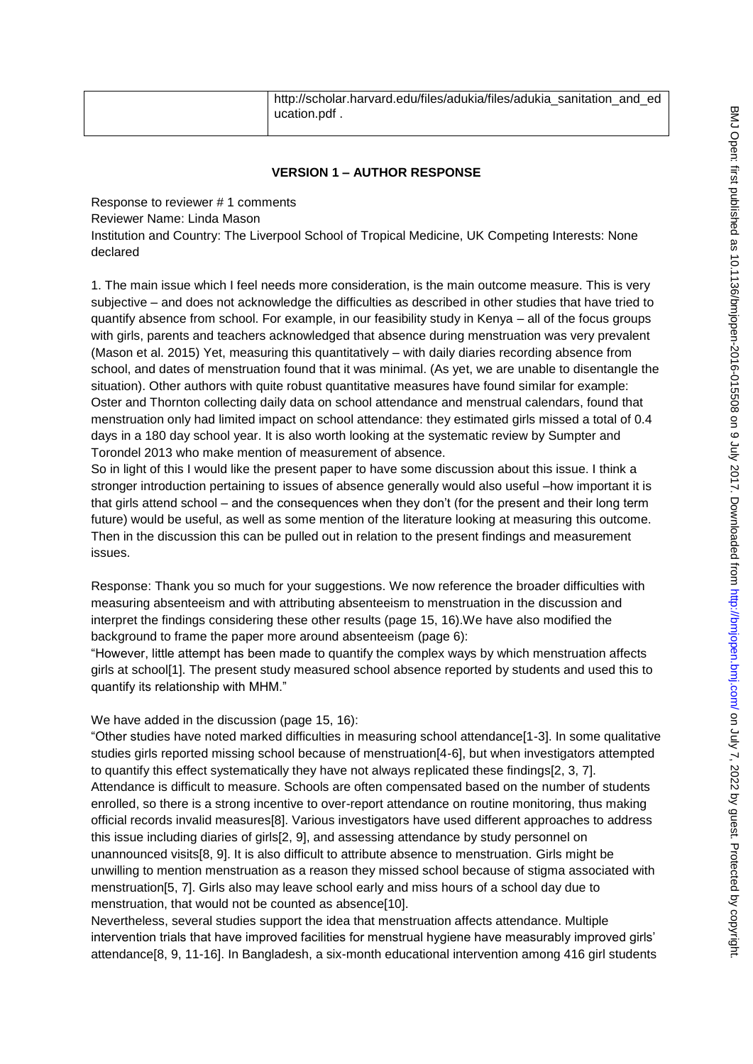| | http://scholar.harvard.edu/files/adukia/files/adukia_sanitation_and_education.pdf . |
|---|---|

## VERSION 1 – AUTHOR RESPONSE

Response to reviewer # 1 comments

Reviewer Name: Linda Mason

Institution and Country: The Liverpool School of Tropical Medicine, UK Competing Interests: None declared

1. The main issue which I feel needs more consideration, is the main outcome measure. This is very subjective – and does not acknowledge the difficulties as described in other studies that have tried to quantify absence from school. For example, in our feasibility study in Kenya – all of the focus groups with girls, parents and teachers acknowledged that absence during menstruation was very prevalent (Mason et al. 2015) Yet, measuring this quantitatively – with daily diaries recording absence from school, and dates of menstruation found that it was minimal. (As yet, we are unable to disentangle the situation). Other authors with quite robust quantitative measures have found similar for example: Oster and Thornton collecting daily data on school attendance and menstrual calendars, found that menstruation only had limited impact on school attendance: they estimated girls missed a total of 0.4 days in a 180 day school year. It is also worth looking at the systematic review by Sumpter and Torondel 2013 who make mention of measurement of absence.

So in light of this I would like the present paper to have some discussion about this issue. I think a stronger introduction pertaining to issues of absence generally would also useful –how important it is that girls attend school – and the consequences when they don't (for the present and their long term future) would be useful, as well as some mention of the literature looking at measuring this outcome. Then in the discussion this can be pulled out in relation to the present findings and measurement issues.

Response: Thank you so much for your suggestions. We now reference the broader difficulties with measuring absenteeism and with attributing absenteeism to menstruation in the discussion and interpret the findings considering these other results (page 15, 16).We have also modified the background to frame the paper more around absenteeism (page 6):

"However, little attempt has been made to quantify the complex ways by which menstruation affects girls at school[1]. The present study measured school absence reported by students and used this to quantify its relationship with MHM."

We have added in the discussion (page 15, 16):

"Other studies have noted marked difficulties in measuring school attendance[1-3]. In some qualitative studies girls reported missing school because of menstruation[4-6], but when investigators attempted to quantify this effect systematically they have not always replicated these findings[2, 3, 7]. Attendance is difficult to measure. Schools are often compensated based on the number of students enrolled, so there is a strong incentive to over-report attendance on routine monitoring, thus making official records invalid measures[8]. Various investigators have used different approaches to address this issue including diaries of girls[2, 9], and assessing attendance by study personnel on unannounced visits[8, 9]. It is also difficult to attribute absence to menstruation. Girls might be unwilling to mention menstruation as a reason they missed school because of stigma associated with menstruation[5, 7]. Girls also may leave school early and miss hours of a school day due to menstruation, that would not be counted as absence[10].

Nevertheless, several studies support the idea that menstruation affects attendance. Multiple intervention trials that have improved facilities for menstrual hygiene have measurably improved girls' attendance[8, 9, 11-16]. In Bangladesh, a six-month educational intervention among 416 girl students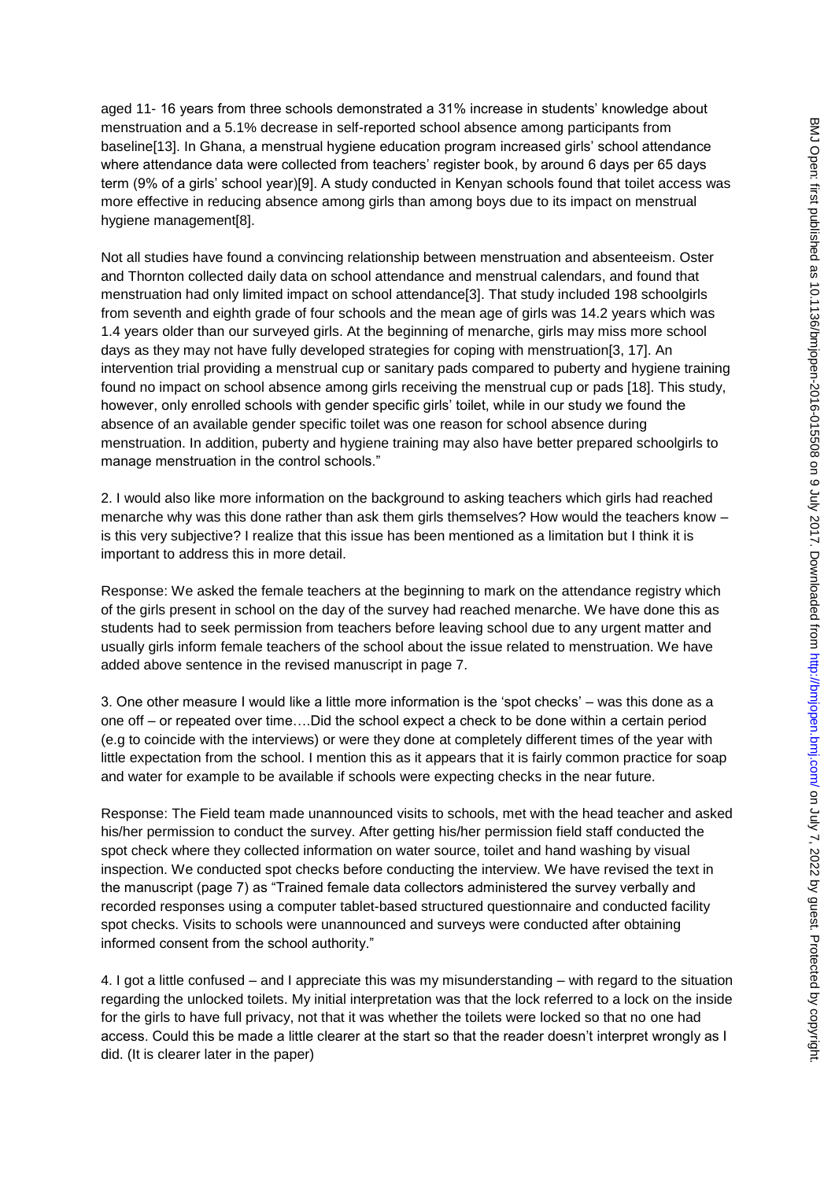aged 11- 16 years from three schools demonstrated a 31% increase in students' knowledge about menstruation and a 5.1% decrease in self-reported school absence among participants from baseline[13]. In Ghana, a menstrual hygiene education program increased girls' school attendance where attendance data were collected from teachers' register book, by around 6 days per 65 days term (9% of a girls' school year)[9]. A study conducted in Kenyan schools found that toilet access was more effective in reducing absence among girls than among boys due to its impact on menstrual hygiene management[8].

Not all studies have found a convincing relationship between menstruation and absenteeism. Oster and Thornton collected daily data on school attendance and menstrual calendars, and found that menstruation had only limited impact on school attendance[3]. That study included 198 schoolgirls from seventh and eighth grade of four schools and the mean age of girls was 14.2 years which was 1.4 years older than our surveyed girls. At the beginning of menarche, girls may miss more school days as they may not have fully developed strategies for coping with menstruation[3, 17]. An intervention trial providing a menstrual cup or sanitary pads compared to puberty and hygiene training found no impact on school absence among girls receiving the menstrual cup or pads [18]. This study, however, only enrolled schools with gender specific girls' toilet, while in our study we found the absence of an available gender specific toilet was one reason for school absence during menstruation. In addition, puberty and hygiene training may also have better prepared schoolgirls to manage menstruation in the control schools."

2. I would also like more information on the background to asking teachers which girls had reached menarche why was this done rather than ask them girls themselves? How would the teachers know – is this very subjective? I realize that this issue has been mentioned as a limitation but I think it is important to address this in more detail.

Response: We asked the female teachers at the beginning to mark on the attendance registry which of the girls present in school on the day of the survey had reached menarche. We have done this as students had to seek permission from teachers before leaving school due to any urgent matter and usually girls inform female teachers of the school about the issue related to menstruation. We have added above sentence in the revised manuscript in page 7.

3. One other measure I would like a little more information is the 'spot checks' – was this done as a one off – or repeated over time….Did the school expect a check to be done within a certain period (e.g to coincide with the interviews) or were they done at completely different times of the year with little expectation from the school. I mention this as it appears that it is fairly common practice for soap and water for example to be available if schools were expecting checks in the near future.

Response: The Field team made unannounced visits to schools, met with the head teacher and asked his/her permission to conduct the survey. After getting his/her permission field staff conducted the spot check where they collected information on water source, toilet and hand washing by visual inspection. We conducted spot checks before conducting the interview. We have revised the text in the manuscript (page 7) as "Trained female data collectors administered the survey verbally and recorded responses using a computer tablet-based structured questionnaire and conducted facility spot checks. Visits to schools were unannounced and surveys were conducted after obtaining informed consent from the school authority."

4. I got a little confused – and I appreciate this was my misunderstanding – with regard to the situation regarding the unlocked toilets. My initial interpretation was that the lock referred to a lock on the inside for the girls to have full privacy, not that it was whether the toilets were locked so that no one had access. Could this be made a little clearer at the start so that the reader doesn't interpret wrongly as I did. (It is clearer later in the paper)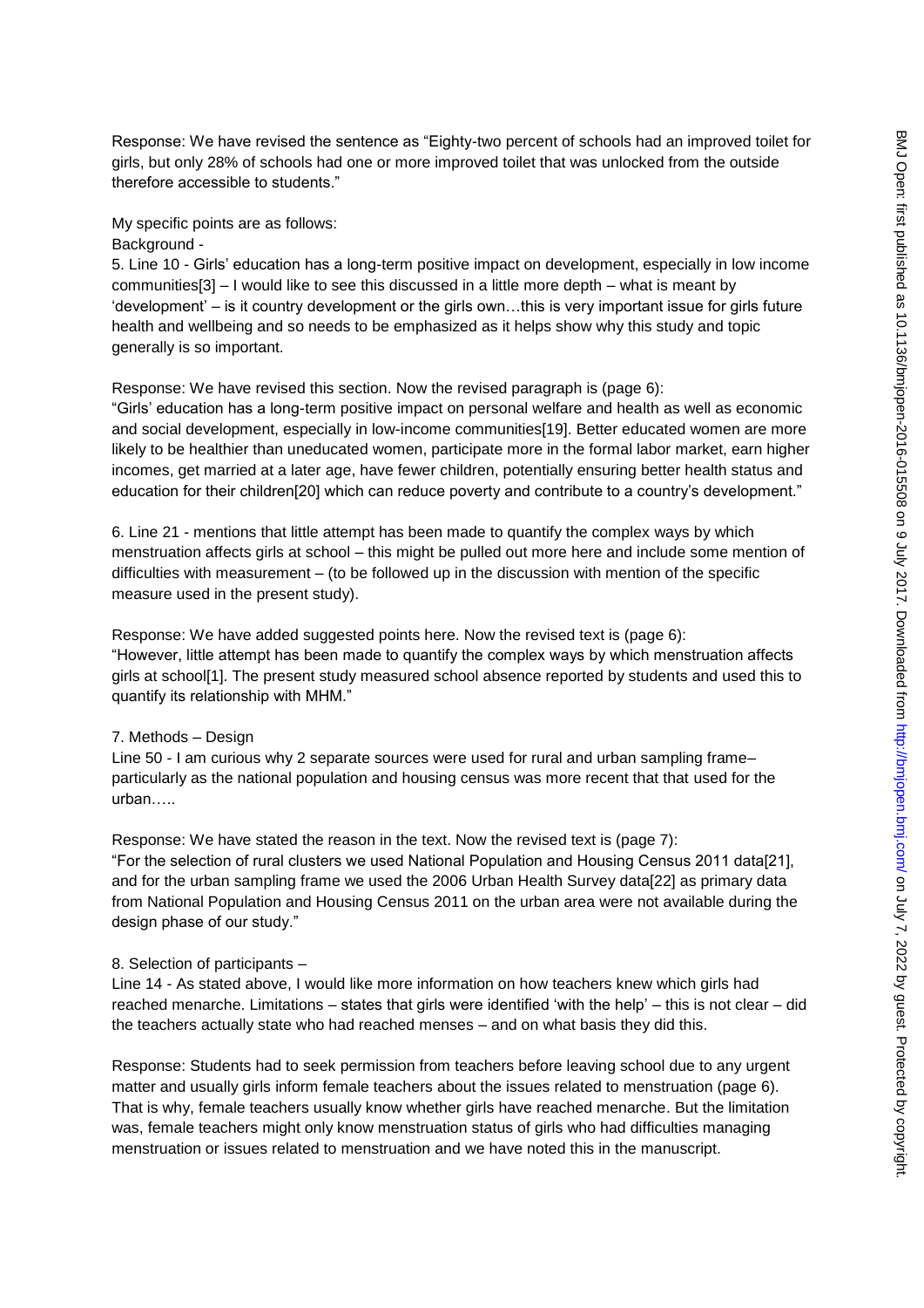Response: We have revised the sentence as "Eighty-two percent of schools had an improved toilet for girls, but only 28% of schools had one or more improved toilet that was unlocked from the outside therefore accessible to students."

My specific points are as follows:

Background -

5. Line 10 - Girls' education has a long-term positive impact on development, especially in low income communities[3] – I would like to see this discussed in a little more depth – what is meant by 'development' – is it country development or the girls own…this is very important issue for girls future health and wellbeing and so needs to be emphasized as it helps show why this study and topic generally is so important.

Response: We have revised this section. Now the revised paragraph is (page 6):
"Girls' education has a long-term positive impact on personal welfare and health as well as economic and social development, especially in low-income communities[19]. Better educated women are more likely to be healthier than uneducated women, participate more in the formal labor market, earn higher incomes, get married at a later age, have fewer children, potentially ensuring better health status and education for their children[20] which can reduce poverty and contribute to a country's development."

6. Line 21 - mentions that little attempt has been made to quantify the complex ways by which menstruation affects girls at school – this might be pulled out more here and include some mention of difficulties with measurement – (to be followed up in the discussion with mention of the specific measure used in the present study).

Response: We have added suggested points here. Now the revised text is (page 6):
"However, little attempt has been made to quantify the complex ways by which menstruation affects girls at school[1]. The present study measured school absence reported by students and used this to quantify its relationship with MHM."

7. Methods – Design

Line 50 - I am curious why 2 separate sources were used for rural and urban sampling frame– particularly as the national population and housing census was more recent that that used for the urban…..

Response: We have stated the reason in the text. Now the revised text is (page 7):
"For the selection of rural clusters we used National Population and Housing Census 2011 data[21], and for the urban sampling frame we used the 2006 Urban Health Survey data[22] as primary data from National Population and Housing Census 2011 on the urban area were not available during the design phase of our study."

8. Selection of participants –

Line 14 - As stated above, I would like more information on how teachers knew which girls had reached menarche. Limitations – states that girls were identified 'with the help' – this is not clear – did the teachers actually state who had reached menses – and on what basis they did this.

Response: Students had to seek permission from teachers before leaving school due to any urgent matter and usually girls inform female teachers about the issues related to menstruation (page 6). That is why, female teachers usually know whether girls have reached menarche. But the limitation was, female teachers might only know menstruation status of girls who had difficulties managing menstruation or issues related to menstruation and we have noted this in the manuscript.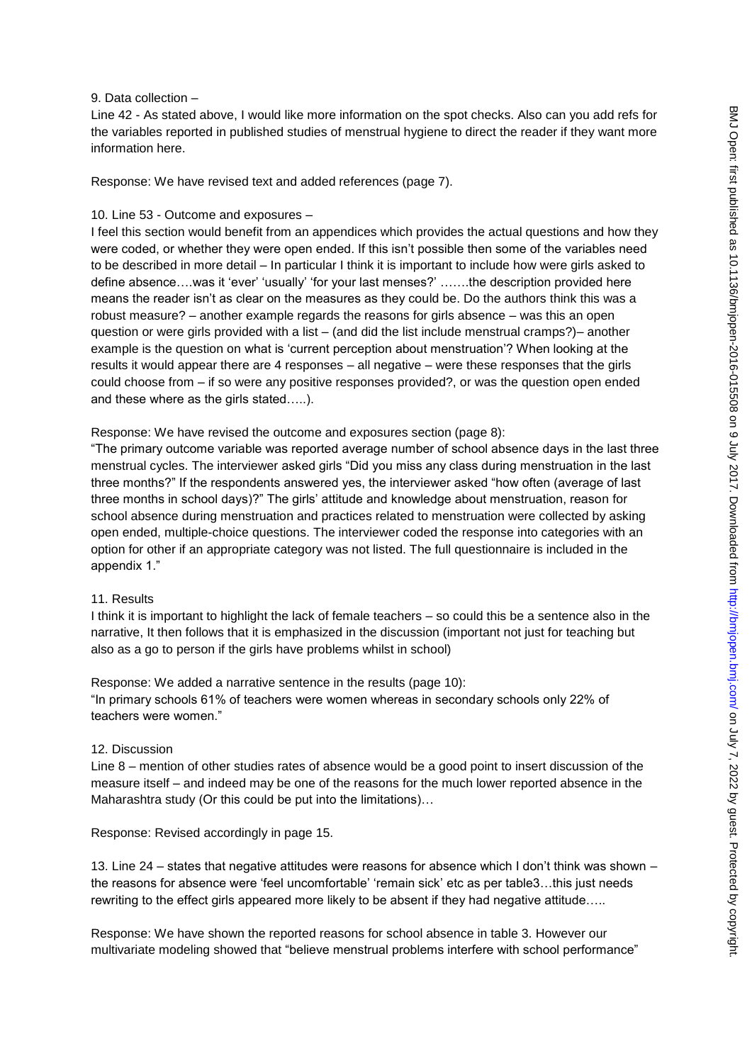9. Data collection –

Line 42 - As stated above, I would like more information on the spot checks. Also can you add refs for the variables reported in published studies of menstrual hygiene to direct the reader if they want more information here.

Response: We have revised text and added references (page 7).

10. Line 53 - Outcome and exposures –

I feel this section would benefit from an appendices which provides the actual questions and how they were coded, or whether they were open ended. If this isn't possible then some of the variables need to be described in more detail – In particular I think it is important to include how were girls asked to define absence….was it 'ever' 'usually' 'for your last menses?' …….the description provided here means the reader isn't as clear on the measures as they could be. Do the authors think this was a robust measure? – another example regards the reasons for girls absence – was this an open question or were girls provided with a list – (and did the list include menstrual cramps?)– another example is the question on what is 'current perception about menstruation'? When looking at the results it would appear there are 4 responses – all negative – were these responses that the girls could choose from – if so were any positive responses provided?, or was the question open ended and these where as the girls stated…..).

Response: We have revised the outcome and exposures section (page 8):

"The primary outcome variable was reported average number of school absence days in the last three menstrual cycles. The interviewer asked girls "Did you miss any class during menstruation in the last three months?" If the respondents answered yes, the interviewer asked "how often (average of last three months in school days)?" The girls' attitude and knowledge about menstruation, reason for school absence during menstruation and practices related to menstruation were collected by asking open ended, multiple-choice questions. The interviewer coded the response into categories with an option for other if an appropriate category was not listed. The full questionnaire is included in the appendix 1."

11. Results

I think it is important to highlight the lack of female teachers – so could this be a sentence also in the narrative, It then follows that it is emphasized in the discussion (important not just for teaching but also as a go to person if the girls have problems whilst in school)

Response: We added a narrative sentence in the results (page 10):

"In primary schools 61% of teachers were women whereas in secondary schools only 22% of teachers were women."

12. Discussion

Line 8 – mention of other studies rates of absence would be a good point to insert discussion of the measure itself – and indeed may be one of the reasons for the much lower reported absence in the Maharashtra study (Or this could be put into the limitations)…

Response: Revised accordingly in page 15.

13. Line 24 – states that negative attitudes were reasons for absence which I don't think was shown – the reasons for absence were 'feel uncomfortable' 'remain sick' etc as per table3…this just needs rewriting to the effect girls appeared more likely to be absent if they had negative attitude…..

Response: We have shown the reported reasons for school absence in table 3. However our multivariate modeling showed that "believe menstrual problems interfere with school performance"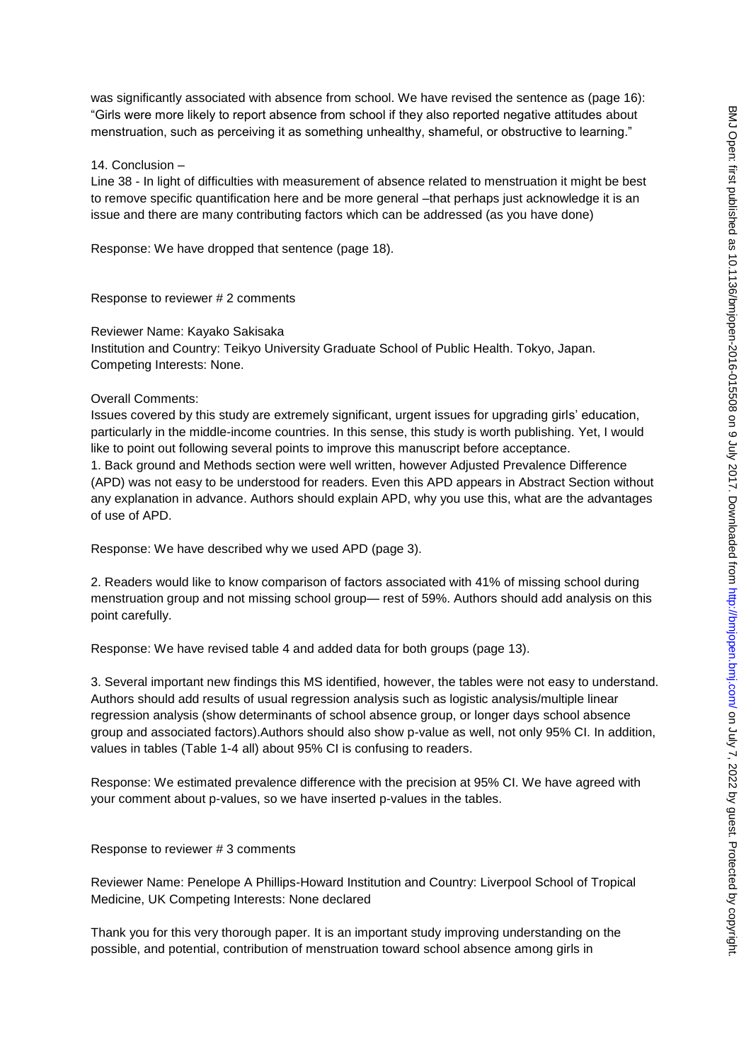was significantly associated with absence from school. We have revised the sentence as (page 16): "Girls were more likely to report absence from school if they also reported negative attitudes about menstruation, such as perceiving it as something unhealthy, shameful, or obstructive to learning."

14. Conclusion –

Line 38 - In light of difficulties with measurement of absence related to menstruation it might be best to remove specific quantification here and be more general –that perhaps just acknowledge it is an issue and there are many contributing factors which can be addressed (as you have done)

Response: We have dropped that sentence (page 18).

Response to reviewer # 2 comments

Reviewer Name: Kayako Sakisaka
Institution and Country: Teikyo University Graduate School of Public Health. Tokyo, Japan.
Competing Interests: None.

Overall Comments:
Issues covered by this study are extremely significant, urgent issues for upgrading girls' education, particularly in the middle-income countries. In this sense, this study is worth publishing. Yet, I would like to point out following several points to improve this manuscript before acceptance.
1. Back ground and Methods section were well written, however Adjusted Prevalence Difference (APD) was not easy to be understood for readers. Even this APD appears in Abstract Section without any explanation in advance. Authors should explain APD, why you use this, what are the advantages of use of APD.

Response: We have described why we used APD (page 3).

2. Readers would like to know comparison of factors associated with 41% of missing school during menstruation group and not missing school group— rest of 59%. Authors should add analysis on this point carefully.

Response: We have revised table 4 and added data for both groups (page 13).

3. Several important new findings this MS identified, however, the tables were not easy to understand. Authors should add results of usual regression analysis such as logistic analysis/multiple linear regression analysis (show determinants of school absence group, or longer days school absence group and associated factors).Authors should also show p-value as well, not only 95% CI. In addition, values in tables (Table 1-4 all) about 95% CI is confusing to readers.

Response: We estimated prevalence difference with the precision at 95% CI. We have agreed with your comment about p-values, so we have inserted p-values in the tables.

Response to reviewer # 3 comments

Reviewer Name: Penelope A Phillips-Howard Institution and Country: Liverpool School of Tropical Medicine, UK Competing Interests: None declared

Thank you for this very thorough paper. It is an important study improving understanding on the possible, and potential, contribution of menstruation toward school absence among girls in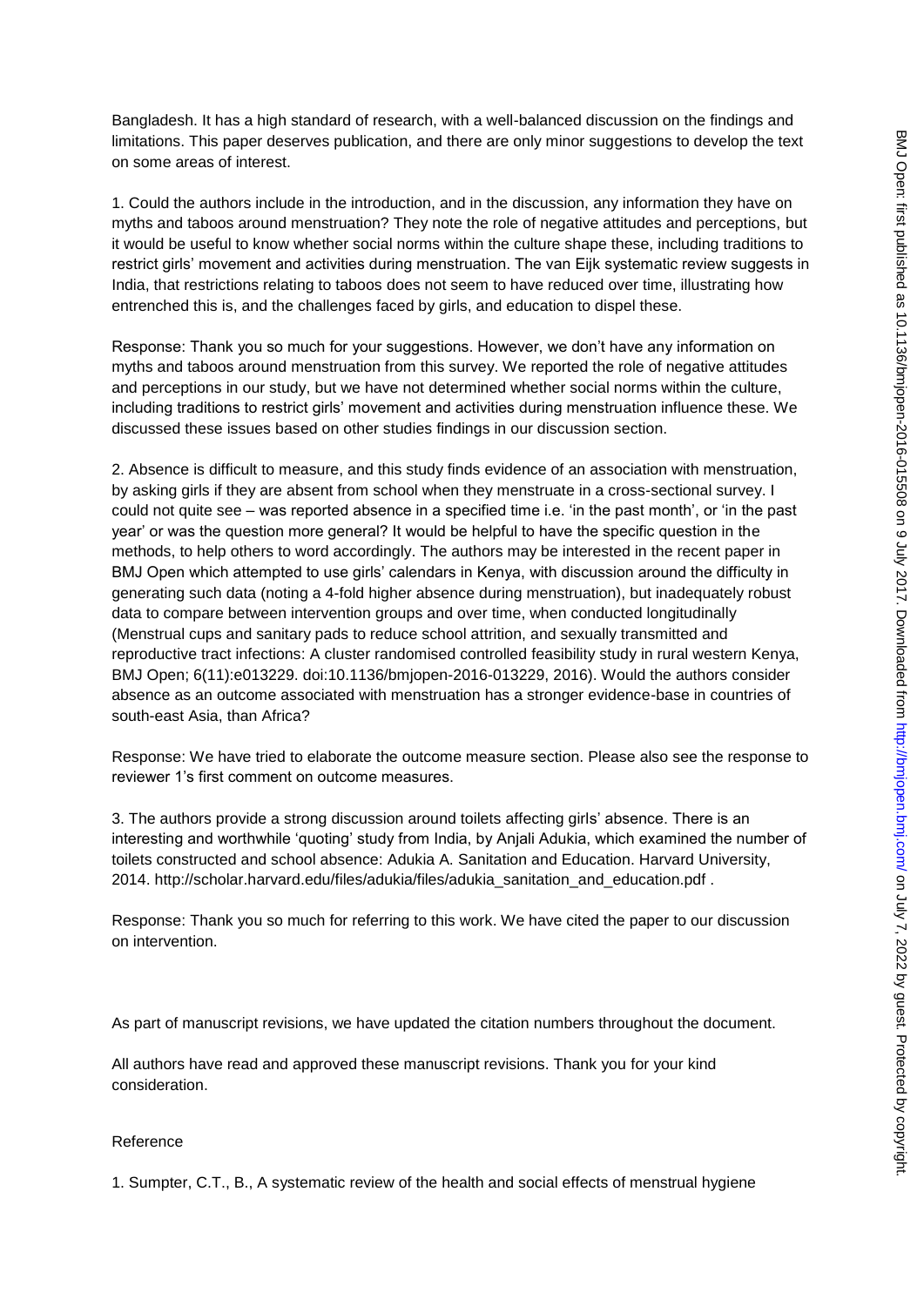Bangladesh. It has a high standard of research, with a well-balanced discussion on the findings and limitations. This paper deserves publication, and there are only minor suggestions to develop the text on some areas of interest.

1. Could the authors include in the introduction, and in the discussion, any information they have on myths and taboos around menstruation? They note the role of negative attitudes and perceptions, but it would be useful to know whether social norms within the culture shape these, including traditions to restrict girls' movement and activities during menstruation. The van Eijk systematic review suggests in India, that restrictions relating to taboos does not seem to have reduced over time, illustrating how entrenched this is, and the challenges faced by girls, and education to dispel these.

Response: Thank you so much for your suggestions. However, we don't have any information on myths and taboos around menstruation from this survey. We reported the role of negative attitudes and perceptions in our study, but we have not determined whether social norms within the culture, including traditions to restrict girls' movement and activities during menstruation influence these. We discussed these issues based on other studies findings in our discussion section.

2. Absence is difficult to measure, and this study finds evidence of an association with menstruation, by asking girls if they are absent from school when they menstruate in a cross-sectional survey. I could not quite see – was reported absence in a specified time i.e. 'in the past month', or 'in the past year' or was the question more general? It would be helpful to have the specific question in the methods, to help others to word accordingly. The authors may be interested in the recent paper in BMJ Open which attempted to use girls' calendars in Kenya, with discussion around the difficulty in generating such data (noting a 4-fold higher absence during menstruation), but inadequately robust data to compare between intervention groups and over time, when conducted longitudinally (Menstrual cups and sanitary pads to reduce school attrition, and sexually transmitted and reproductive tract infections: A cluster randomised controlled feasibility study in rural western Kenya, BMJ Open; 6(11):e013229. doi:10.1136/bmjopen-2016-013229, 2016). Would the authors consider absence as an outcome associated with menstruation has a stronger evidence-base in countries of south-east Asia, than Africa?

Response: We have tried to elaborate the outcome measure section. Please also see the response to reviewer 1's first comment on outcome measures.

3. The authors provide a strong discussion around toilets affecting girls' absence. There is an interesting and worthwhile 'quoting' study from India, by Anjali Adukia, which examined the number of toilets constructed and school absence: Adukia A. Sanitation and Education. Harvard University, 2014. http://scholar.harvard.edu/files/adukia/files/adukia_sanitation_and_education.pdf .

Response: Thank you so much for referring to this work. We have cited the paper to our discussion on intervention.

As part of manuscript revisions, we have updated the citation numbers throughout the document.

All authors have read and approved these manuscript revisions. Thank you for your kind consideration.

Reference

1. Sumpter, C.T., B., A systematic review of the health and social effects of menstrual hygiene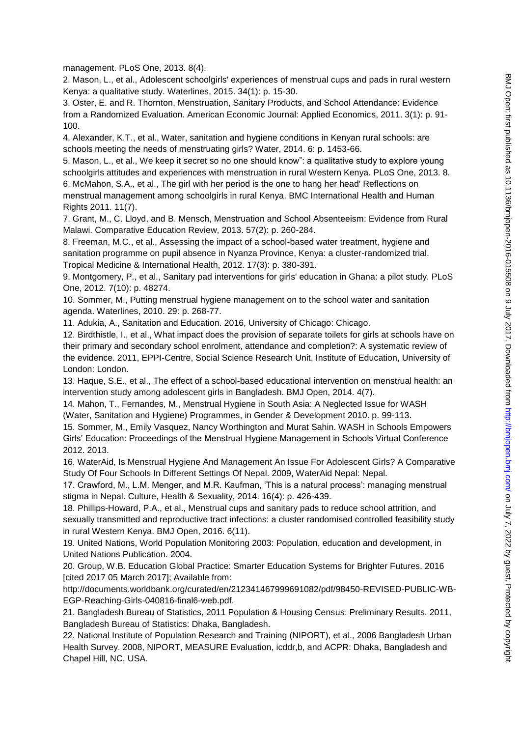management. PLoS One, 2013. 8(4).

2. Mason, L., et al., Adolescent schoolgirls' experiences of menstrual cups and pads in rural western Kenya: a qualitative study. Waterlines, 2015. 34(1): p. 15-30.

3. Oster, E. and R. Thornton, Menstruation, Sanitary Products, and School Attendance: Evidence from a Randomized Evaluation. American Economic Journal: Applied Economics, 2011. 3(1): p. 91-100.

4. Alexander, K.T., et al., Water, sanitation and hygiene conditions in Kenyan rural schools: are schools meeting the needs of menstruating girls? Water, 2014. 6: p. 1453-66.

5. Mason, L., et al., We keep it secret so no one should know": a qualitative study to explore young schoolgirls attitudes and experiences with menstruation in rural Western Kenya. PLoS One, 2013. 8.

6. McMahon, S.A., et al., The girl with her period is the one to hang her head' Reflections on menstrual management among schoolgirls in rural Kenya. BMC International Health and Human Rights 2011. 11(7).

7. Grant, M., C. Lloyd, and B. Mensch, Menstruation and School Absenteeism: Evidence from Rural Malawi. Comparative Education Review, 2013. 57(2): p. 260-284.

8. Freeman, M.C., et al., Assessing the impact of a school-based water treatment, hygiene and sanitation programme on pupil absence in Nyanza Province, Kenya: a cluster-randomized trial. Tropical Medicine & International Health, 2012. 17(3): p. 380-391.

9. Montgomery, P., et al., Sanitary pad interventions for girls' education in Ghana: a pilot study. PLoS One, 2012. 7(10): p. 48274.

10. Sommer, M., Putting menstrual hygiene management on to the school water and sanitation agenda. Waterlines, 2010. 29: p. 268-77.

11. Adukia, A., Sanitation and Education. 2016, University of Chicago: Chicago.

12. Birdthistle, I., et al., What impact does the provision of separate toilets for girls at schools have on their primary and secondary school enrolment, attendance and completion?: A systematic review of the evidence. 2011, EPPI-Centre, Social Science Research Unit, Institute of Education, University of London: London.

13. Haque, S.E., et al., The effect of a school-based educational intervention on menstrual health: an intervention study among adolescent girls in Bangladesh. BMJ Open, 2014. 4(7).

14. Mahon, T., Fernandes, M., Menstrual Hygiene in South Asia: A Neglected Issue for WASH (Water, Sanitation and Hygiene) Programmes, in Gender & Development 2010. p. 99-113.

15. Sommer, M., Emily Vasquez, Nancy Worthington and Murat Sahin. WASH in Schools Empowers Girls' Education: Proceedings of the Menstrual Hygiene Management in Schools Virtual Conference 2012. 2013.

16. WaterAid, Is Menstrual Hygiene And Management An Issue For Adolescent Girls? A Comparative Study Of Four Schools In Different Settings Of Nepal. 2009, WaterAid Nepal: Nepal.

17. Crawford, M., L.M. Menger, and M.R. Kaufman, 'This is a natural process': managing menstrual stigma in Nepal. Culture, Health & Sexuality, 2014. 16(4): p. 426-439.

18. Phillips-Howard, P.A., et al., Menstrual cups and sanitary pads to reduce school attrition, and sexually transmitted and reproductive tract infections: a cluster randomised controlled feasibility study in rural Western Kenya. BMJ Open, 2016. 6(11).

19. United Nations, World Population Monitoring 2003: Population, education and development, in United Nations Publication. 2004.

20. Group, W.B. Education Global Practice: Smarter Education Systems for Brighter Futures. 2016 [cited 2017 05 March 2017]; Available from: http://documents.worldbank.org/curated/en/212341467999691082/pdf/98450-REVISED-PUBLIC-WB-EGP-Reaching-Girls-040816-final6-web.pdf.

21. Bangladesh Bureau of Statistics, 2011 Population & Housing Census: Preliminary Results. 2011, Bangladesh Bureau of Statistics: Dhaka, Bangladesh.

22. National Institute of Population Research and Training (NIPORT), et al., 2006 Bangladesh Urban Health Survey. 2008, NIPORT, MEASURE Evaluation, icddr,b, and ACPR: Dhaka, Bangladesh and Chapel Hill, NC, USA.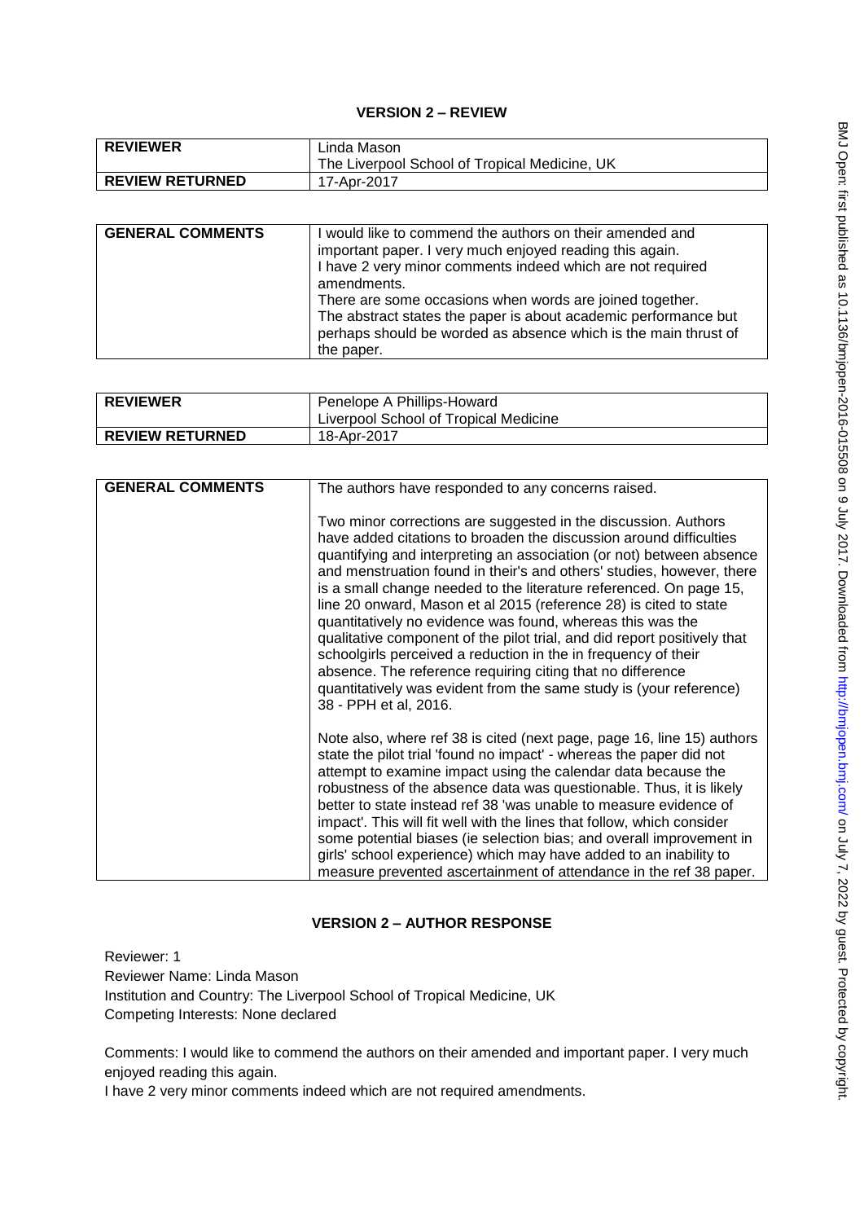## VERSION 2 – REVIEW

| REVIEWER | Linda Mason<br>The Liverpool School of Tropical Medicine, UK |
|---|---|
| REVIEW RETURNED | 17-Apr-2017 |

| GENERAL COMMENTS | I would like to commend the authors on their amended and important paper. I very much enjoyed reading this again.<br>I have 2 very minor comments indeed which are not required amendments.<br>There are some occasions when words are joined together.<br>The abstract states the paper is about academic performance but perhaps should be worded as absence which is the main thrust of the paper. |
|---|---|

| REVIEWER | Penelope A Phillips-Howard<br>Liverpool School of Tropical Medicine |
|---|---|
| REVIEW RETURNED | 18-Apr-2017 |

| GENERAL COMMENTS | The authors have responded to any concerns raised.<br><br>Two minor corrections are suggested in the discussion. Authors have added citations to broaden the discussion around difficulties quantifying and interpreting an association (or not) between absence and menstruation found in their's and others' studies, however, there is a small change needed to the literature referenced. On page 15, line 20 onward, Mason et al 2015 (reference 28) is cited to state quantitatively no evidence was found, whereas this was the qualitative component of the pilot trial, and did report positively that schoolgirls perceived a reduction in the in frequency of their absence. The reference requiring citing that no difference quantitatively was evident from the same study is (your reference) 38 - PPH et al, 2016.<br><br>Note also, where ref 38 is cited (next page, page 16, line 15) authors state the pilot trial 'found no impact' - whereas the paper did not attempt to examine impact using the calendar data because the robustness of the absence data was questionable. Thus, it is likely better to state instead ref 38 'was unable to measure evidence of impact'. This will fit well with the lines that follow, which consider some potential biases (ie selection bias; and overall improvement in girls' school experience) which may have added to an inability to measure prevented ascertainment of attendance in the ref 38 paper. |
|---|---|

## VERSION 2 – AUTHOR RESPONSE

Reviewer: 1
Reviewer Name: Linda Mason
Institution and Country: The Liverpool School of Tropical Medicine, UK
Competing Interests: None declared

Comments: I would like to commend the authors on their amended and important paper. I very much enjoyed reading this again.
I have 2 very minor comments indeed which are not required amendments.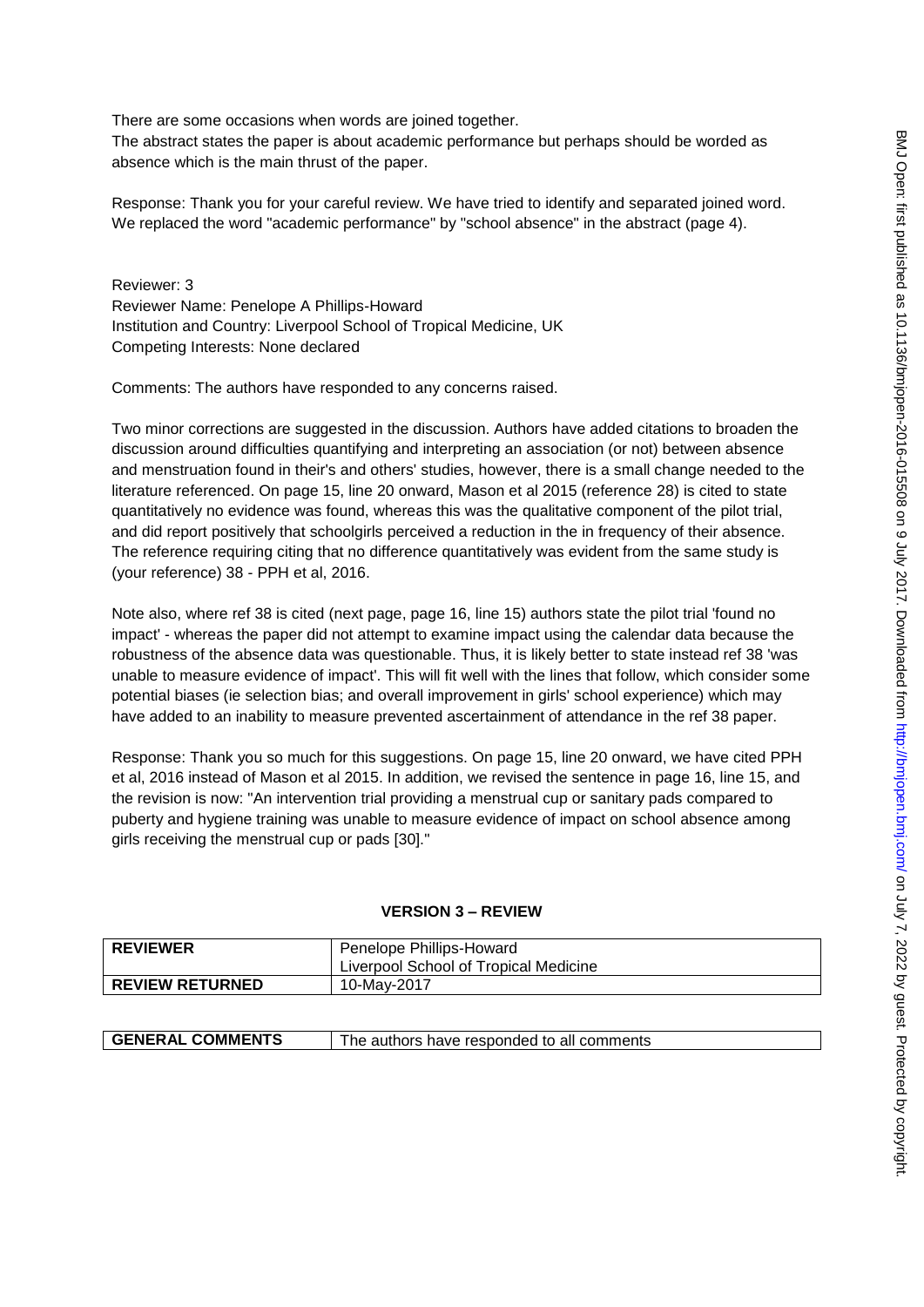There are some occasions when words are joined together.
The abstract states the paper is about academic performance but perhaps should be worded as absence which is the main thrust of the paper.

Response: Thank you for your careful review. We have tried to identify and separated joined word. We replaced the word "academic performance" by "school absence" in the abstract (page 4).

Reviewer: 3
Reviewer Name: Penelope A Phillips-Howard
Institution and Country: Liverpool School of Tropical Medicine, UK
Competing Interests: None declared

Comments: The authors have responded to any concerns raised.

Two minor corrections are suggested in the discussion. Authors have added citations to broaden the discussion around difficulties quantifying and interpreting an association (or not) between absence and menstruation found in their's and others' studies, however, there is a small change needed to the literature referenced. On page 15, line 20 onward, Mason et al 2015 (reference 28) is cited to state quantitatively no evidence was found, whereas this was the qualitative component of the pilot trial, and did report positively that schoolgirls perceived a reduction in the in frequency of their absence. The reference requiring citing that no difference quantitatively was evident from the same study is (your reference) 38 - PPH et al, 2016.

Note also, where ref 38 is cited (next page, page 16, line 15) authors state the pilot trial 'found no impact' - whereas the paper did not attempt to examine impact using the calendar data because the robustness of the absence data was questionable. Thus, it is likely better to state instead ref 38 'was unable to measure evidence of impact'. This will fit well with the lines that follow, which consider some potential biases (ie selection bias; and overall improvement in girls' school experience) which may have added to an inability to measure prevented ascertainment of attendance in the ref 38 paper.

Response: Thank you so much for this suggestions. On page 15, line 20 onward, we have cited PPH et al, 2016 instead of Mason et al 2015. In addition, we revised the sentence in page 16, line 15, and the revision is now: "An intervention trial providing a menstrual cup or sanitary pads compared to puberty and hygiene training was unable to measure evidence of impact on school absence among girls receiving the menstrual cup or pads [30]."

## VERSION 3 – REVIEW

| | |
|---|---|
| **REVIEWER** | Penelope Phillips-Howard<br>Liverpool School of Tropical Medicine |
| **REVIEW RETURNED** | 10-May-2017 |

| | |
|---|---|
| **GENERAL COMMENTS** | The authors have responded to all comments |